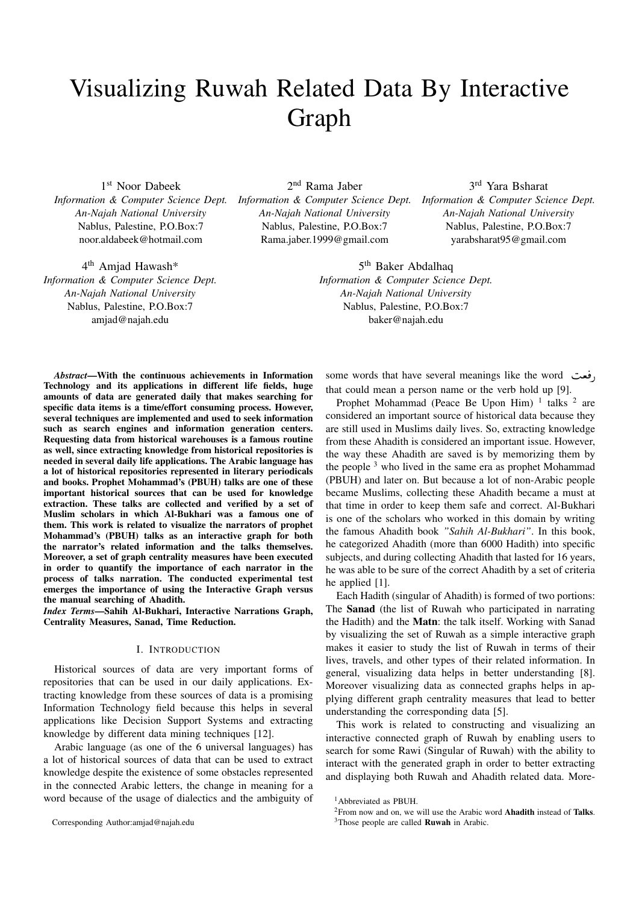# Visualizing Ruwah Related Data By Interactive Graph

1st Noor Dabeek
*Information & Computer Science Dept.*
*An-Najah National University*
Nablus, Palestine, P.O.Box:7
noor.aldabeek@hotmail.com

2nd Rama Jaber
*Information & Computer Science Dept.*
*An-Najah National University*
Nablus, Palestine, P.O.Box:7
Rama.jaber.1999@gmail.com

3rd Yara Bsharat
*Information & Computer Science Dept.*
*An-Najah National University*
Nablus, Palestine, P.O.Box:7
yarabsharat95@gmail.com

4th Amjad Hawash*
*Information & Computer Science Dept.*
*An-Najah National University*
Nablus, Palestine, P.O.Box:7
amjad@najah.edu

5th Baker Abdalhaq
*Information & Computer Science Dept.*
*An-Najah National University*
Nablus, Palestine, P.O.Box:7
baker@najah.edu

***Abstract*—With the continuous achievements in Information Technology and its applications in different life fields, huge amounts of data are generated daily that makes searching for specific data items is a time/effort consuming process. However, several techniques are implemented and used to seek information such as search engines and information generation centers. Requesting data from historical warehouses is a famous routine as well, since extracting knowledge from historical repositories is needed in several daily life applications. The Arabic language has a lot of historical repositories represented in literary periodicals and books. Prophet Mohammad's (PBUH) talks are one of these important historical sources that can be used for knowledge extraction. These talks are collected and verified by a set of Muslim scholars in which Al-Bukhari was a famous one of them. This work is related to visualize the narrators of prophet Mohammad's (PBUH) talks as an interactive graph for both the narrator's related information and the talks themselves. Moreover, a set of graph centrality measures have been executed in order to quantify the importance of each narrator in the process of talks narration. The conducted experimental test emerges the importance of using the Interactive Graph versus the manual searching of Ahadith.**

***Index Terms*—Sahih Al-Bukhari, Interactive Narrations Graph, Centrality Measures, Sanad, Time Reduction.**

## I. Introduction

Historical sources of data are very important forms of repositories that can be used in our daily applications. Extracting knowledge from these sources of data is a promising Information Technology field because this helps in several applications like Decision Support Systems and extracting knowledge by different data mining techniques [12].

Arabic language (as one of the 6 universal languages) has a lot of historical sources of data that can be used to extract knowledge despite the existence of some obstacles represented in the connected Arabic letters, the change in meaning for a word because of the usage of dialectics and the ambiguity of some words that have several meanings like the word رفعت that could mean a person name or the verb hold up [9].

Prophet Mohammad (Peace Be Upon Him) [1] talks [2] are considered an important source of historical data because they are still used in Muslims daily lives. So, extracting knowledge from these Ahadith is considered an important issue. However, the way these Ahadith are saved is by memorizing them by the people [3] who lived in the same era as prophet Mohammad (PBUH) and later on. But because a lot of non-Arabic people became Muslims, collecting these Ahadith became a must at that time in order to keep them safe and correct. Al-Bukhari is one of the scholars who worked in this domain by writing the famous Ahadith book *"Sahih Al-Bukhari"*. In this book, he categorized Ahadith (more than 6000 Hadith) into specific subjects, and during collecting Ahadith that lasted for 16 years, he was able to be sure of the correct Ahadith by a set of criteria he applied [1].

Each Hadith (singular of Ahadith) is formed of two portions: The **Sanad** (the list of Ruwah who participated in narrating the Hadith) and the **Matn**: the talk itself. Working with Sanad by visualizing the set of Ruwah as a simple interactive graph makes it easier to study the list of Ruwah in terms of their lives, travels, and other types of their related information. In general, visualizing data helps in better understanding [8]. Moreover visualizing data as connected graphs helps in applying different graph centrality measures that lead to better understanding the corresponding data [5].

This work is related to constructing and visualizing an interactive connected graph of Ruwah by enabling users to search for some Rawi (Singular of Ruwah) with the ability to interact with the generated graph in order to better extracting and displaying both Ruwah and Ahadith related data. More-

Corresponding Author:amjad@najah.edu

[1] Abbreviated as PBUH.

[2] From now and on, we will use the Arabic word **Ahadith** instead of **Talks**.

[3] Those people are called **Ruwah** in Arabic.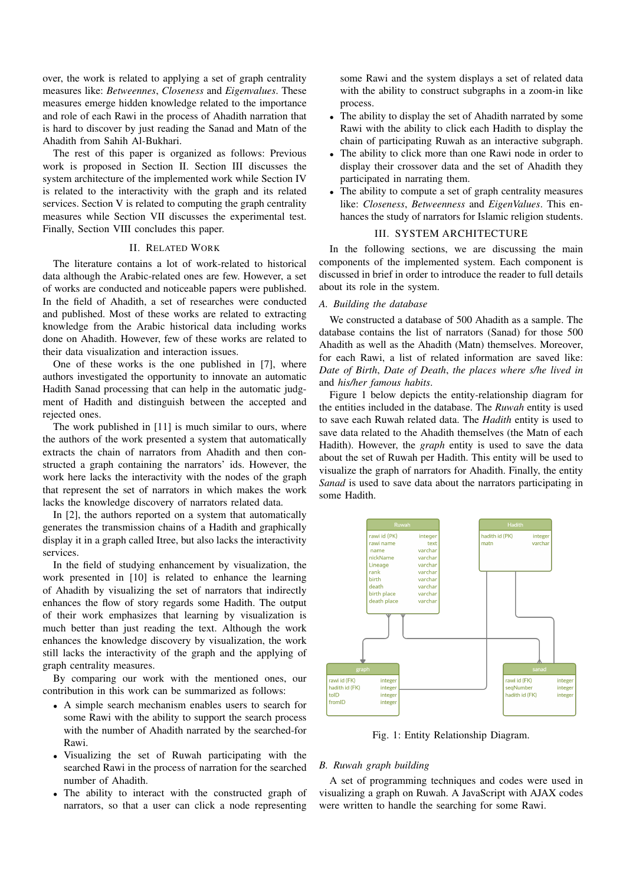over, the work is related to applying a set of graph centrality measures like: *Betweennes*, *Closeness* and *Eigenvalues*. These measures emerge hidden knowledge related to the importance and role of each Rawi in the process of Ahadith narration that is hard to discover by just reading the Sanad and Matn of the Ahadith from Sahih Al-Bukhari.

The rest of this paper is organized as follows: Previous work is proposed in Section II. Section III discusses the system architecture of the implemented work while Section IV is related to the interactivity with the graph and its related services. Section V is related to computing the graph centrality measures while Section VII discusses the experimental test. Finally, Section VIII concludes this paper.

## II. Related Work

The literature contains a lot of work-related to historical data although the Arabic-related ones are few. However, a set of works are conducted and noticeable papers were published. In the field of Ahadith, a set of researches were conducted and published. Most of these works are related to extracting knowledge from the Arabic historical data including works done on Ahadith. However, few of these works are related to their data visualization and interaction issues.

One of these works is the one published in [7], where authors investigated the opportunity to innovate an automatic Hadith Sanad processing that can help in the automatic judgment of Hadith and distinguish between the accepted and rejected ones.

The work published in [11] is much similar to ours, where the authors of the work presented a system that automatically extracts the chain of narrators from Ahadith and then constructed a graph containing the narrators' ids. However, the work here lacks the interactivity with the nodes of the graph that represent the set of narrators in which makes the work lacks the knowledge discovery of narrators related data.

In [2], the authors reported on a system that automatically generates the transmission chains of a Hadith and graphically display it in a graph called Itree, but also lacks the interactivity services.

In the field of studying enhancement by visualization, the work presented in [10] is related to enhance the learning of Ahadith by visualizing the set of narrators that indirectly enhances the flow of story regards some Hadith. The output of their work emphasizes that learning by visualization is much better than just reading the text. Although the work enhances the knowledge discovery by visualization, the work still lacks the interactivity of the graph and the applying of graph centrality measures.

By comparing our work with the mentioned ones, our contribution in this work can be summarized as follows:

- A simple search mechanism enables users to search for some Rawi with the ability to support the search process with the number of Ahadith narrated by the searched-for Rawi.
- Visualizing the set of Ruwah participating with the searched Rawi in the process of narration for the searched number of Ahadith.
- The ability to interact with the constructed graph of narrators, so that a user can click a node representing some Rawi and the system displays a set of related data with the ability to construct subgraphs in a zoom-in like process.
- The ability to display the set of Ahadith narrated by some Rawi with the ability to click each Hadith to display the chain of participating Ruwah as an interactive subgraph.
- The ability to click more than one Rawi node in order to display their crossover data and the set of Ahadith they participated in narrating them.
- The ability to compute a set of graph centrality measures like: *Closeness*, *Betweenness* and *EigenValues*. This enhances the study of narrators for Islamic religion students.

## III. System Architecture

In the following sections, we are discussing the main components of the implemented system. Each component is discussed in brief in order to introduce the reader to full details about its role in the system.

### A. Building the database

We constructed a database of 500 Ahadith as a sample. The database contains the list of narrators (Sanad) for those 500 Ahadith as well as the Ahadith (Matn) themselves. Moreover, for each Rawi, a list of related information are saved like: *Date of Birth*, *Date of Death*, *the places where s/he lived in* and *his/her famous habits*.

Figure 1 below depicts the entity-relationship diagram for the entities included in the database. The *Ruwah* entity is used to save each Ruwah related data. The *Hadith* entity is used to save data related to the Ahadith themselves (the Matn of each Hadith). However, the *graph* entity is used to save the data about the set of Ruwah per Hadith. This entity will be used to visualize the graph of narrators for Ahadith. Finally, the entity *Sanad* is used to save data about the narrators participating in some Hadith.

**Ruwah**

| Field | Type |
|---|---|
| rawi id (PK) | integer |
| rawi name | text |
| name | varchar |
| nickName | varchar |
| Lineage | varchar |
| rank | varchar |
| birth | varchar |
| death | varchar |
| birth place | varchar |
| death place | varchar |

**Hadith**

| Field | Type |
|---|---|
| hadith id (PK) | integer |
| matn | varchar |

**graph**

| Field | Type |
|---|---|
| rawi id (FK) | integer |
| hadith id (FK) | integer |
| toID | integer |
| fromID | integer |

**sanad**

| Field | Type |
|---|---|
| rawi id (FK) | integer |
| seqNumber | integer |
| hadith id (FK) | integer |

Fig. 1: Entity Relationship Diagram.

### B. Ruwah graph building

A set of programming techniques and codes were used in visualizing a graph on Ruwah. A JavaScript with AJAX codes were written to handle the searching for some Rawi.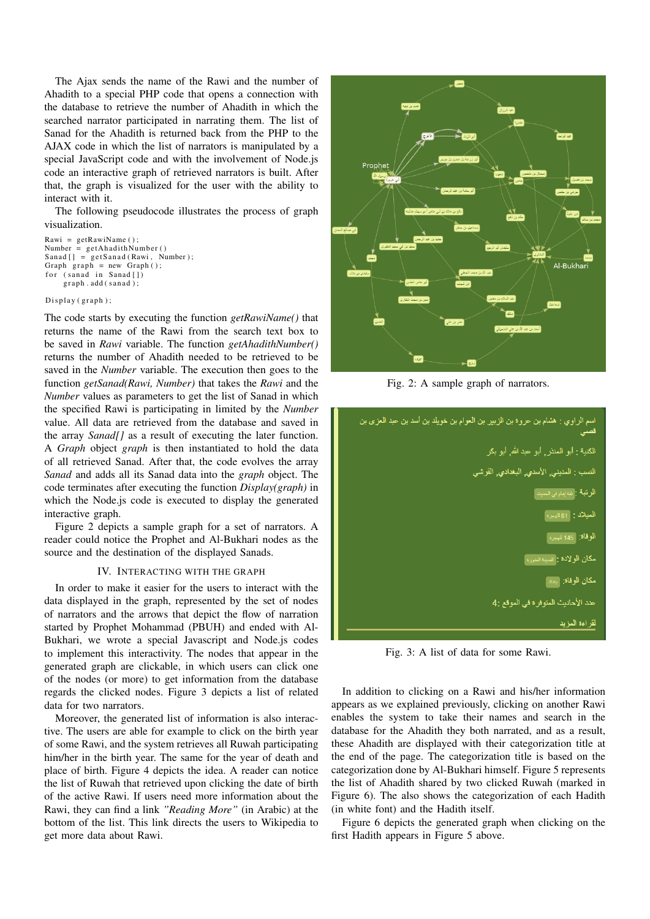The Ajax sends the name of the Rawi and the number of Ahadith to a special PHP code that opens a connection with the database to retrieve the number of Ahadith in which the searched narrator participated in narrating them. The list of Sanad for the Ahadith is returned back from the PHP to the AJAX code in which the list of narrators is manipulated by a special JavaScript code and with the involvement of Node.js code an interactive graph of retrieved narrators is built. After that, the graph is visualized for the user with the ability to interact with it.

The following pseudocode illustrates the process of graph visualization.

```
Rawi = getRawiName();
Number = getAhadithNumber()
Sanad[] = getSanad(Rawi, Number);
Graph graph = new Graph();
for (sanad in Sanad[])
    graph.add(sanad);

Display(graph);
```

The code starts by executing the function *getRawiName()* that returns the name of the Rawi from the search text box to be saved in *Rawi* variable. The function *getAhadithNumber()* returns the number of Ahadith needed to be retrieved to be saved in the *Number* variable. The execution then goes to the function *getSanad(Rawi, Number)* that takes the *Rawi* and the *Number* values as parameters to get the list of Sanad in which the specified Rawi is participating in limited by the *Number* value. All data are retrieved from the database and saved in the array *Sanad[]* as a result of executing the later function. A *Graph* object *graph* is then instantiated to hold the data of all retrieved Sanad. After that, the code evolves the array *Sanad* and adds all its Sanad data into the *graph* object. The code terminates after executing the function *Display(graph)* in which the Node.js code is executed to display the generated interactive graph.

Figure 2 depicts a sample graph for a set of narrators. A reader could notice the Prophet and Al-Bukhari nodes as the source and the destination of the displayed Sanads.

## IV. Interacting with the Graph

In order to make it easier for the users to interact with the data displayed in the graph, represented by the set of nodes of narrators and the arrows that depict the flow of narration started by Prophet Mohammad (PBUH) and ended with Al-Bukhari, we wrote a special Javascript and Node.js codes to implement this interactivity. The nodes that appear in the generated graph are clickable, in which users can click one of the nodes (or more) to get information from the database regards the clicked nodes. Figure 3 depicts a list of related data for two narrators.

Moreover, the generated list of information is also interactive. The users are able for example to click on the birth year of some Rawi, and the system retrieves all Ruwah participating him/her in the birth year. The same for the year of death and place of birth. Figure 4 depicts the idea. A reader can notice the list of Ruwah that retrieved upon clicking the date of birth of the active Rawi. If users need more information about the Rawi, they can find a link *"Reading More"* (in Arabic) at the bottom of the list. This link directs the users to Wikipedia to get more data about Rawi.

Fig. 2: A sample graph of narrators.

Fig. 3: A list of data for some Rawi.

In addition to clicking on a Rawi and his/her information appears as we explained previously, clicking on another Rawi enables the system to take their names and search in the database for the Ahadith they both narrated, and as a result, these Ahadith are displayed with their categorization title at the end of the page. The categorization title is based on the categorization done by Al-Bukhari himself. Figure 5 represents the list of Ahadith shared by two clicked Ruwah (marked in Figure 6). The also shows the categorization of each Hadith (in white font) and the Hadith itself.

Figure 6 depicts the generated graph when clicking on the first Hadith appears in Figure 5 above.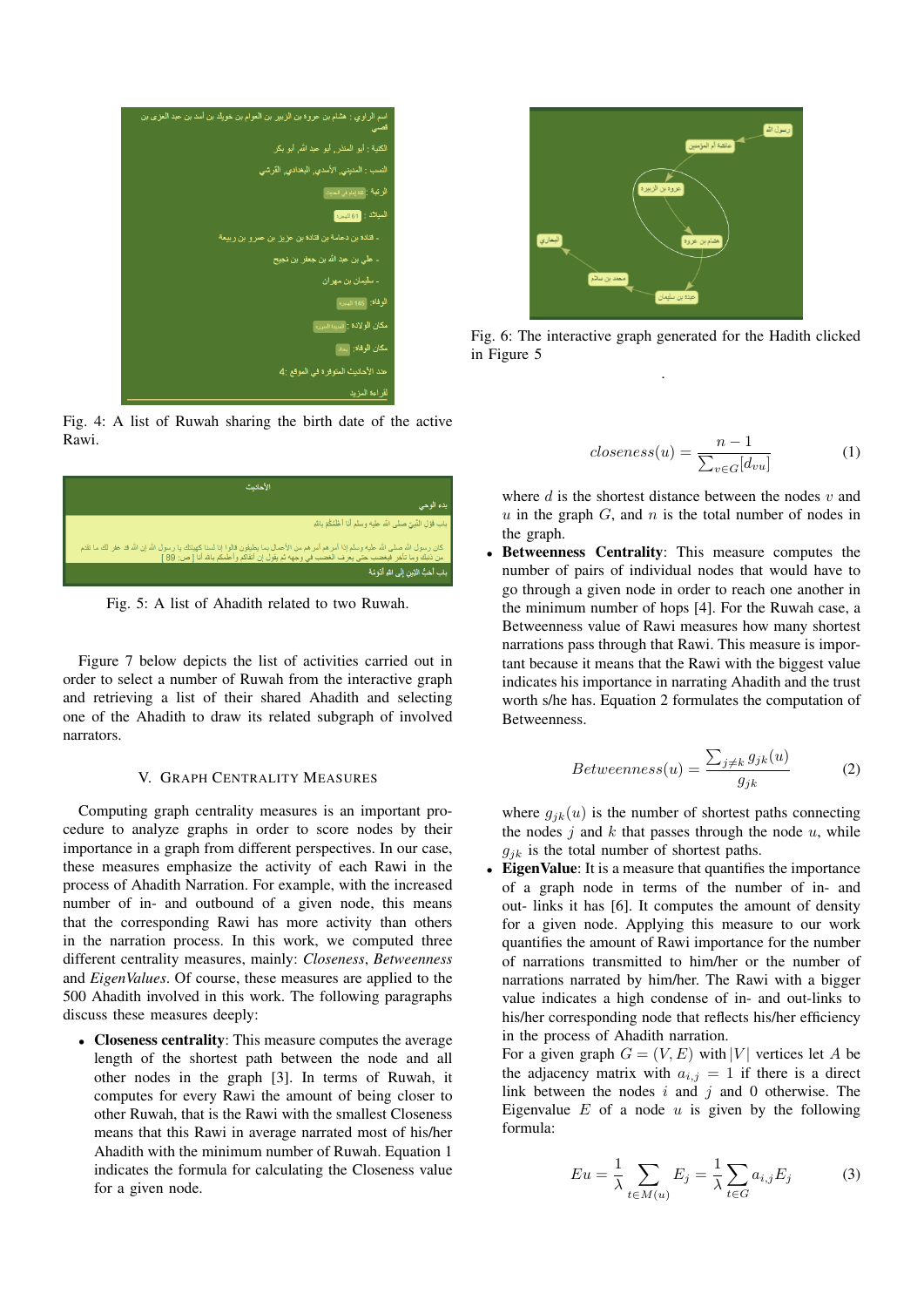Fig. 4: A list of Ruwah sharing the birth date of the active Rawi.

Fig. 5: A list of Ahadith related to two Ruwah.

Figure 7 below depicts the list of activities carried out in order to select a number of Ruwah from the interactive graph and retrieving a list of their shared Ahadith and selecting one of the Ahadith to draw its related subgraph of involved narrators.

## V. Graph Centrality Measures

Computing graph centrality measures is an important procedure to analyze graphs in order to score nodes by their importance in a graph from different perspectives. In our case, these measures emphasize the activity of each Rawi in the process of Ahadith Narration. For example, with the increased number of in- and outbound of a given node, this means that the corresponding Rawi has more activity than others in the narration process. In this work, we computed three different centrality measures, mainly: *Closeness*, *Betweenness* and *EigenValues*. Of course, these measures are applied to the 500 Ahadith involved in this work. The following paragraphs discuss these measures deeply:

- **Closeness centrality**: This measure computes the average length of the shortest path between the node and all other nodes in the graph [3]. In terms of Ruwah, it computes for every Rawi the amount of being closer to other Ruwah, that is the Rawi with the smallest Closeness means that this Rawi in average narrated most of his/her Ahadith with the minimum number of Ruwah. Equation 1 indicates the formula for calculating the Closeness value for a given node.

Fig. 6: The interactive graph generated for the Hadith clicked in Figure 5

$$closeness(u) = \frac{n-1}{\sum_{v \in G}[d_{vu}]} \tag{1}$$

where $d$ is the shortest distance between the nodes $v$ and $u$ in the graph $G$, and $n$ is the total number of nodes in the graph.

- **Betweenness Centrality**: This measure computes the number of pairs of individual nodes that would have to go through a given node in order to reach one another in the minimum number of hops [4]. For the Ruwah case, a Betweenness value of Rawi measures how many shortest narrations pass through that Rawi. This measure is important because it means that the Rawi with the biggest value indicates his importance in narrating Ahadith and the trust worth s/he has. Equation 2 formulates the computation of Betweenness.

$$Betweenness(u) = \frac{\sum_{j \neq k} g_{jk}(u)}{g_{jk}} \tag{2}$$

where $g_{jk}(u)$ is the number of shortest paths connecting the nodes $j$ and $k$ that passes through the node $u$, while $g_{jk}$ is the total number of shortest paths.

- **EigenValue**: It is a measure that quantifies the importance of a graph node in terms of the number of in- and out- links it has [6]. It computes the amount of density for a given node. Applying this measure to our work quantifies the amount of Rawi importance for the number of narrations transmitted to him/her or the number of narrations narrated by him/her. The Rawi with a bigger value indicates a high condense of in- and out-links to his/her corresponding node that reflects his/her efficiency in the process of Ahadith narration.
  For a given graph $G = (V, E)$ with $|V|$ vertices let $A$ be the adjacency matrix with $a_{i,j} = 1$ if there is a direct link between the nodes $i$ and $j$ and 0 otherwise. The Eigenvalue $E$ of a node $u$ is given by the following formula:

$$Eu = \frac{1}{\lambda} \sum_{t \in M(u)} E_j = \frac{1}{\lambda} \sum_{t \in G} a_{i,j} E_j \tag{3}$$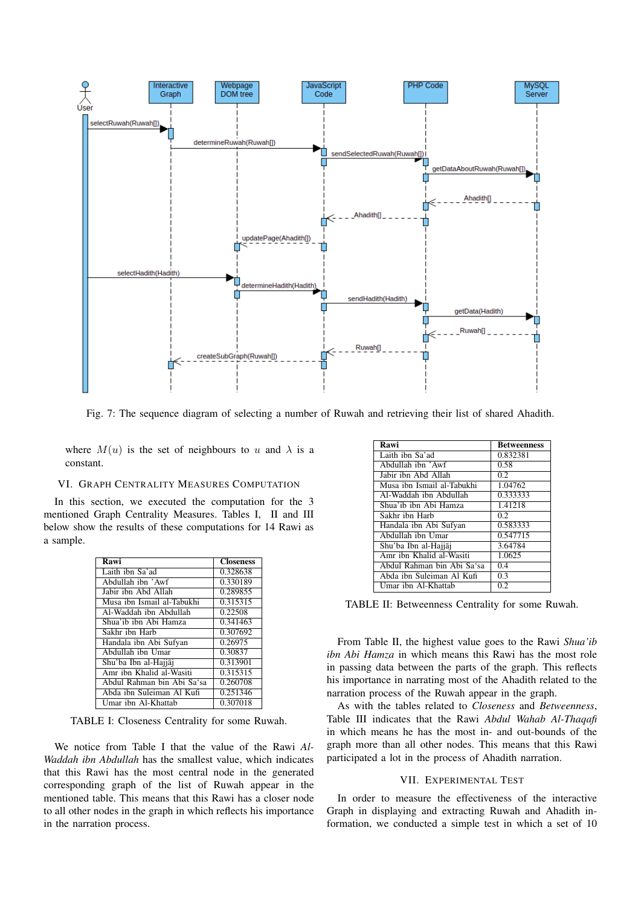Fig. 7: The sequence diagram of selecting a number of Ruwah and retrieving their list of shared Ahadith.

where $M(u)$ is the set of neighbours to $u$ and $\lambda$ is a constant.

## VI. Graph Centrality Measures Computation

In this section, we executed the computation for the 3 mentioned Graph Centrality Measures. Tables I, II and III below show the results of these computations for 14 Rawi as a sample.

| Rawi | Closeness |
|---|---|
| Laith ibn Sa'ad | 0.328638 |
| Abdullah ibn 'Awf | 0.330189 |
| Jabir ibn Abd Allah | 0.289855 |
| Musa ibn Ismail al-Tabukhi | 0.315315 |
| Al-Waddah ibn Abdullah | 0.22508 |
| Shua'ib ibn Abi Hamza | 0.341463 |
| Sakhr ibn Harb | 0.307692 |
| Handala ibn Abi Sufyan | 0.26975 |
| Abdullah ibn Umar | 0.30837 |
| Shu'ba Ibn al-Hajjāj | 0.313901 |
| Amr ibn Khalid al-Wasiti | 0.315315 |
| Abdul Rahman bin Abi Sa'sa | 0.260708 |
| Abda ibn Suleiman Al Kufi | 0.251346 |
| Umar ibn Al-Khattab | 0.307018 |

TABLE I: Closeness Centrality for some Ruwah.

We notice from Table I that the value of the Rawi *Al-Waddah ibn Abdullah* has the smallest value, which indicates that this Rawi has the most central node in the generated corresponding graph of the list of Ruwah appear in the mentioned table. This means that this Rawi has a closer node to all other nodes in the graph in which reflects his importance in the narration process.

| Rawi | Betweenness |
|---|---|
| Laith ibn Sa'ad | 0.832381 |
| Abdullah ibn 'Awf | 0.58 |
| Jabir ibn Abd Allah | 0.2 |
| Musa ibn Ismail al-Tabukhi | 1.04762 |
| Al-Waddah ibn Abdullah | 0.333333 |
| Shua'ib ibn Abi Hamza | 1.41218 |
| Sakhr ibn Harb | 0.2 |
| Handala ibn Abi Sufyan | 0.583333 |
| Abdullah ibn Umar | 0.547715 |
| Shu'ba Ibn al-Hajjāj | 3.64784 |
| Amr ibn Khalid al-Wasiti | 1.0625 |
| Abdul Rahman bin Abi Sa'sa | 0.4 |
| Abda ibn Suleiman Al Kufi | 0.3 |
| Umar ibn Al-Khattab | 0.2 |

TABLE II: Betweenness Centrality for some Ruwah.

From Table II, the highest value goes to the Rawi *Shua'ib ibn Abi Hamza* in which means this Rawi has the most role in passing data between the parts of the graph. This reflects his importance in narrating most of the Ahadith related to the narration process of the Ruwah appear in the graph.

As with the tables related to *Closeness* and *Betweenness*, Table III indicates that the Rawi *Abdul Wahab Al-Thaqafi* in which means he has the most in- and out-bounds of the graph more than all other nodes. This means that this Rawi participated a lot in the process of Ahadith narration.

## VII. Experimental Test

In order to measure the effectiveness of the interactive Graph in displaying and extracting Ruwah and Ahadith information, we conducted a simple test in which a set of 10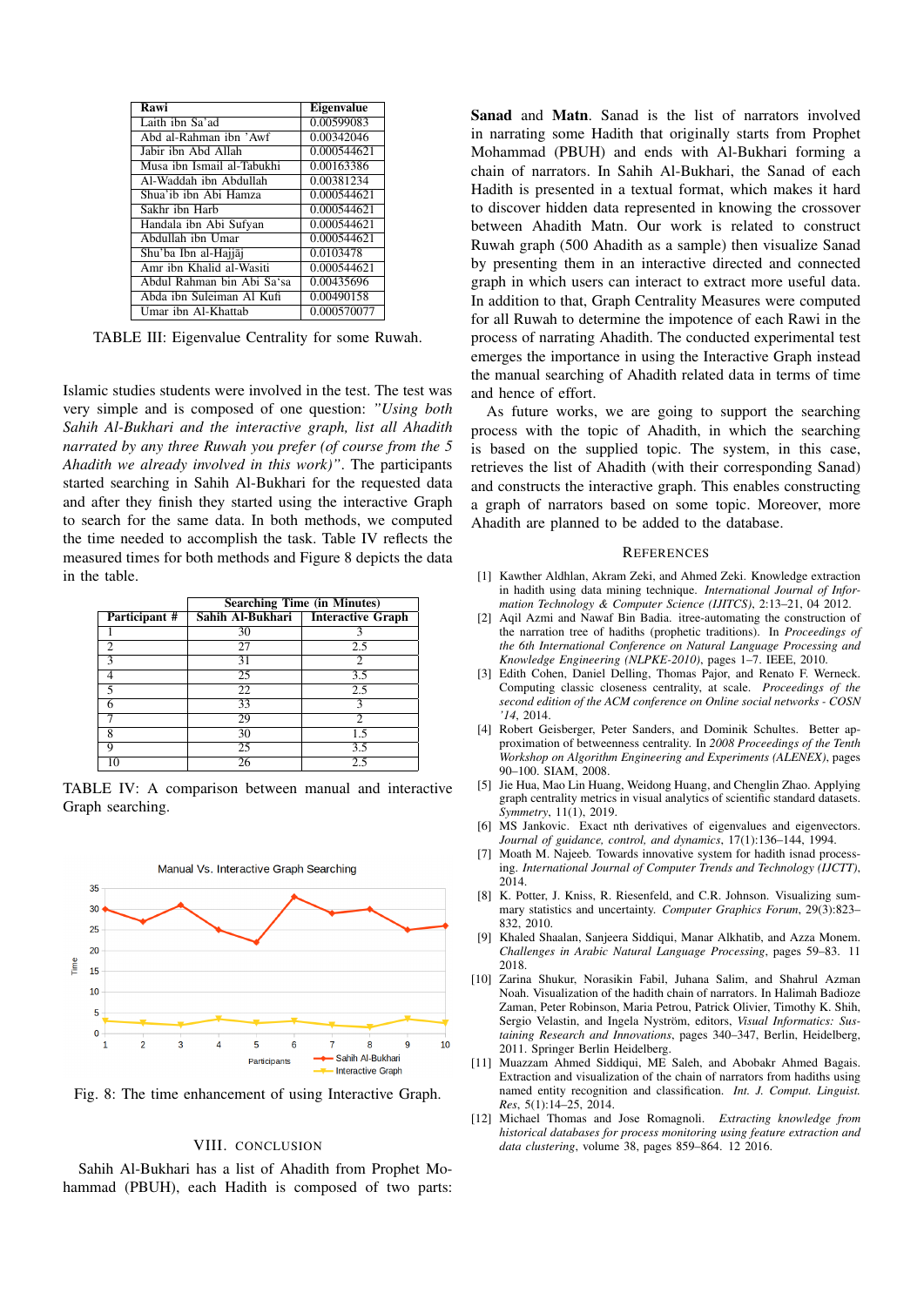| Rawi | Eigenvalue |
|---|---|
| Laith ibn Sa'ad | 0.00599083 |
| Abd al-Rahman ibn 'Awf | 0.00342046 |
| Jabir ibn Abd Allah | 0.000544621 |
| Musa ibn Ismail al-Tabukhi | 0.00163386 |
| Al-Waddah ibn Abdullah | 0.00381234 |
| Shua'ib ibn Abi Hamza | 0.000544621 |
| Sakhr ibn Harb | 0.000544621 |
| Handala ibn Abi Sufyan | 0.000544621 |
| Abdullah ibn Umar | 0.000544621 |
| Shu'ba Ibn al-Hajjāj | 0.0103478 |
| Amr ibn Khalid al-Wasiti | 0.000544621 |
| Abdul Rahman bin Abi Sa'sa | 0.00435696 |
| Abda ibn Suleiman Al Kufi | 0.00490158 |
| Umar ibn Al-Khattab | 0.000570077 |

TABLE III: Eigenvalue Centrality for some Ruwah.

Islamic studies students were involved in the test. The test was very simple and is composed of one question: *"Using both Sahih Al-Bukhari and the interactive graph, list all Ahadith narrated by any three Ruwah you prefer (of course from the 5 Ahadith we already involved in this work)"*. The participants started searching in Sahih Al-Bukhari for the requested data and after they finish they started using the interactive Graph to search for the same data. In both methods, we computed the time needed to accomplish the task. Table IV reflects the measured times for both methods and Figure 8 depicts the data in the table.

| | Searching Time (in Minutes) | |
|---|---|---|
| Participant # | Sahih Al-Bukhari | Interactive Graph |
| 1 | 30 | 3 |
| 2 | 27 | 2.5 |
| 3 | 31 | 2 |
| 4 | 25 | 3.5 |
| 5 | 22 | 2.5 |
| 6 | 33 | 3 |
| 7 | 29 | 2 |
| 8 | 30 | 1.5 |
| 9 | 25 | 3.5 |
| 10 | 26 | 2.5 |

TABLE IV: A comparison between manual and interactive Graph searching.

Manual Vs. Interactive Graph Searching

35
30
25
20
15
10
5
0

Time

1 2 3 4 5 6 7 8 9 10

Participants

Sahih Al-Bukhari
Interactive Graph

Fig. 8: The time enhancement of using Interactive Graph.

## VIII. Conclusion

Sahih Al-Bukhari has a list of Ahadith from Prophet Mohammad (PBUH), each Hadith is composed of two parts: **Sanad** and **Matn**. Sanad is the list of narrators involved in narrating some Hadith that originally starts from Prophet Mohammad (PBUH) and ends with Al-Bukhari forming a chain of narrators. In Sahih Al-Bukhari, the Sanad of each Hadith is presented in a textual format, which makes it hard to discover hidden data represented in knowing the crossover between Ahadith Matn. Our work is related to construct Ruwah graph (500 Ahadith as a sample) then visualize Sanad by presenting them in an interactive directed and connected graph in which users can interact to extract more useful data. In addition to that, Graph Centrality Measures were computed for all Ruwah to determine the impotence of each Rawi in the process of narrating Ahadith. The conducted experimental test emerges the importance in using the Interactive Graph instead the manual searching of Ahadith related data in terms of time and hence of effort.

As future works, we are going to support the searching process with the topic of Ahadith, in which the searching is based on the supplied topic. The system, in this case, retrieves the list of Ahadith (with their corresponding Sanad) and constructs the interactive graph. This enables constructing a graph of narrators based on some topic. Moreover, more Ahadith are planned to be added to the database.

## References

[1] Kawther Aldhlan, Akram Zeki, and Ahmed Zeki. Knowledge extraction in hadith using data mining technique. *International Journal of Information Technology & Computer Science (IJITCS)*, 2:13–21, 04 2012.

[2] Aqil Azmi and Nawaf Bin Badia. itree-automating the construction of the narration tree of hadiths (prophetic traditions). In *Proceedings of the 6th International Conference on Natural Language Processing and Knowledge Engineering (NLPKE-2010)*, pages 1–7. IEEE, 2010.

[3] Edith Cohen, Daniel Delling, Thomas Pajor, and Renato F. Werneck. Computing classic closeness centrality, at scale. *Proceedings of the second edition of the ACM conference on Online social networks - COSN '14*, 2014.

[4] Robert Geisberger, Peter Sanders, and Dominik Schultes. Better approximation of betweenness centrality. In *2008 Proceedings of the Tenth Workshop on Algorithm Engineering and Experiments (ALENEX)*, pages 90–100. SIAM, 2008.

[5] Jie Hua, Mao Lin Huang, Weidong Huang, and Chenglin Zhao. Applying graph centrality metrics in visual analytics of scientific standard datasets. *Symmetry*, 11(1), 2019.

[6] MS Jankovic. Exact nth derivatives of eigenvalues and eigenvectors. *Journal of guidance, control, and dynamics*, 17(1):136–144, 1994.

[7] Moath M. Najeeb. Towards innovative system for hadith isnad processing. *International Journal of Computer Trends and Technology (IJCTT)*, 2014.

[8] K. Potter, J. Kniss, R. Riesenfeld, and C.R. Johnson. Visualizing summary statistics and uncertainty. *Computer Graphics Forum*, 29(3):823–832, 2010.

[9] Khaled Shaalan, Sanjeera Siddiqui, Manar Alkhatib, and Azza Monem. *Challenges in Arabic Natural Language Processing*, pages 59–83. 11 2018.

[10] Zarina Shukur, Norasikin Fabil, Juhana Salim, and Shahrul Azman Noah. Visualization of the hadith chain of narrators. In Halimah Badioze Zaman, Peter Robinson, Maria Petrou, Patrick Olivier, Timothy K. Shih, Sergio Velastin, and Ingela Nyström, editors, *Visual Informatics: Sustaining Research and Innovations*, pages 340–347, Berlin, Heidelberg, 2011. Springer Berlin Heidelberg.

[11] Muazzam Ahmed Siddiqui, ME Saleh, and Abobakr Ahmed Bagais. Extraction and visualization of the chain of narrators from hadiths using named entity recognition and classification. *Int. J. Comput. Linguist. Res*, 5(1):14–25, 2014.

[12] Michael Thomas and Jose Romagnoli. *Extracting knowledge from historical databases for process monitoring using feature extraction and data clustering*, volume 38, pages 859–864. 12 2016.